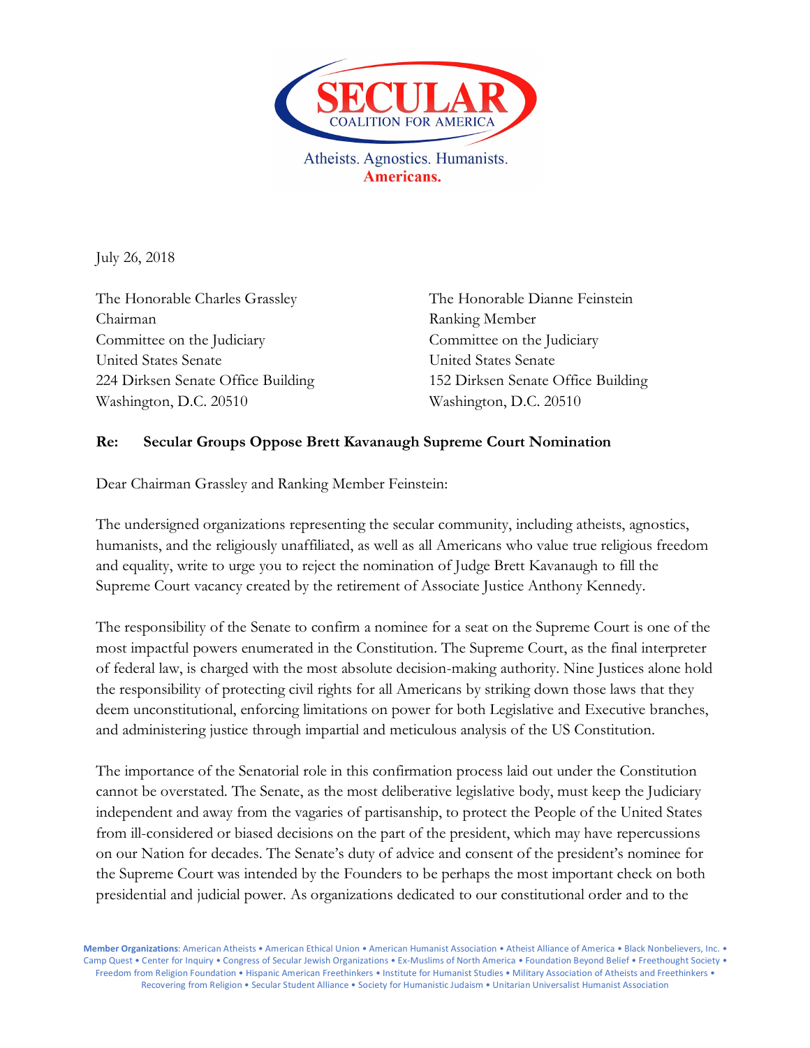**SECULAR COALITION FOR AMERICA**

Atheists. Agnostics. Humanists. **Americans.**

July 26, 2018

The Honorable Charles Grassley
Chairman
Committee on the Judiciary
United States Senate
224 Dirksen Senate Office Building
Washington, D.C. 20510

The Honorable Dianne Feinstein
Ranking Member
Committee on the Judiciary
United States Senate
152 Dirksen Senate Office Building
Washington, D.C. 20510

**Re: Secular Groups Oppose Brett Kavanaugh Supreme Court Nomination**

Dear Chairman Grassley and Ranking Member Feinstein:

The undersigned organizations representing the secular community, including atheists, agnostics, humanists, and the religiously unaffiliated, as well as all Americans who value true religious freedom and equality, write to urge you to reject the nomination of Judge Brett Kavanaugh to fill the Supreme Court vacancy created by the retirement of Associate Justice Anthony Kennedy.

The responsibility of the Senate to confirm a nominee for a seat on the Supreme Court is one of the most impactful powers enumerated in the Constitution. The Supreme Court, as the final interpreter of federal law, is charged with the most absolute decision-making authority. Nine Justices alone hold the responsibility of protecting civil rights for all Americans by striking down those laws that they deem unconstitutional, enforcing limitations on power for both Legislative and Executive branches, and administering justice through impartial and meticulous analysis of the US Constitution.

The importance of the Senatorial role in this confirmation process laid out under the Constitution cannot be overstated. The Senate, as the most deliberative legislative body, must keep the Judiciary independent and away from the vagaries of partisanship, to protect the People of the United States from ill-considered or biased decisions on the part of the president, which may have repercussions on our Nation for decades. The Senate's duty of advice and consent of the president's nominee for the Supreme Court was intended by the Founders to be perhaps the most important check on both presidential and judicial power. As organizations dedicated to our constitutional order and to the

**Member Organizations**: American Atheists • American Ethical Union • American Humanist Association • Atheist Alliance of America • Black Nonbelievers, Inc. • Camp Quest • Center for Inquiry • Congress of Secular Jewish Organizations • Ex-Muslims of North America • Foundation Beyond Belief • Freethought Society • Freedom from Religion Foundation • Hispanic American Freethinkers • Institute for Humanist Studies • Military Association of Atheists and Freethinkers • Recovering from Religion • Secular Student Alliance • Society for Humanistic Judaism • Unitarian Universalist Humanist Association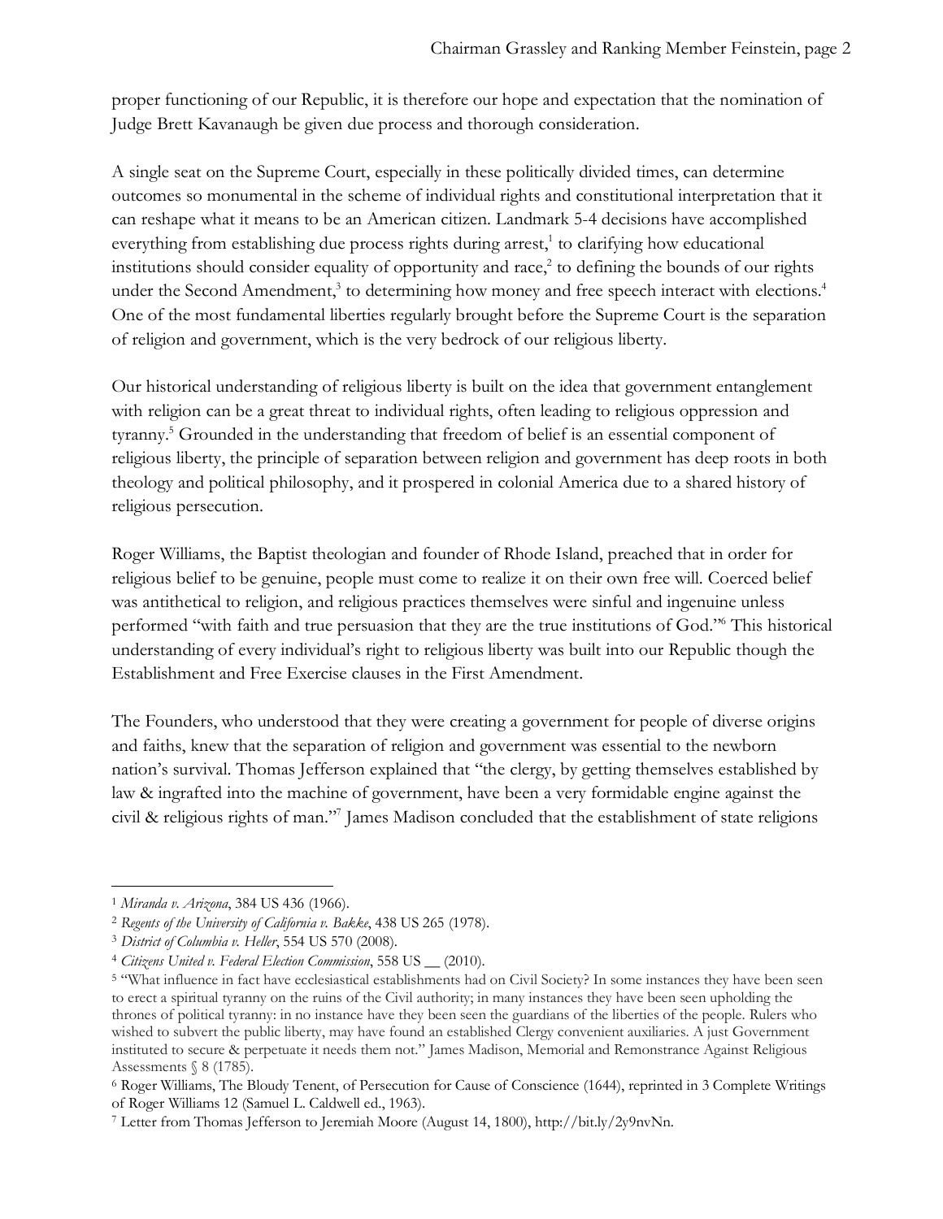proper functioning of our Republic, it is therefore our hope and expectation that the nomination of Judge Brett Kavanaugh be given due process and thorough consideration.

A single seat on the Supreme Court, especially in these politically divided times, can determine outcomes so monumental in the scheme of individual rights and constitutional interpretation that it can reshape what it means to be an American citizen. Landmark 5-4 decisions have accomplished everything from establishing due process rights during arrest,[1] to clarifying how educational institutions should consider equality of opportunity and race,[2] to defining the bounds of our rights under the Second Amendment,[3] to determining how money and free speech interact with elections.[4] One of the most fundamental liberties regularly brought before the Supreme Court is the separation of religion and government, which is the very bedrock of our religious liberty.

Our historical understanding of religious liberty is built on the idea that government entanglement with religion can be a great threat to individual rights, often leading to religious oppression and tyranny.[5] Grounded in the understanding that freedom of belief is an essential component of religious liberty, the principle of separation between religion and government has deep roots in both theology and political philosophy, and it prospered in colonial America due to a shared history of religious persecution.

Roger Williams, the Baptist theologian and founder of Rhode Island, preached that in order for religious belief to be genuine, people must come to realize it on their own free will. Coerced belief was antithetical to religion, and religious practices themselves were sinful and ingenuine unless performed "with faith and true persuasion that they are the true institutions of God."[6] This historical understanding of every individual's right to religious liberty was built into our Republic though the Establishment and Free Exercise clauses in the First Amendment.

The Founders, who understood that they were creating a government for people of diverse origins and faiths, knew that the separation of religion and government was essential to the newborn nation's survival. Thomas Jefferson explained that "the clergy, by getting themselves established by law & ingrafted into the machine of government, have been a very formidable engine against the civil & religious rights of man."[7] James Madison concluded that the establishment of state religions

---

[1] *Miranda v. Arizona*, 384 US 436 (1966).

[2] *Regents of the University of California v. Bakke*, 438 US 265 (1978).

[3] *District of Columbia v. Heller*, 554 US 570 (2008).

[4] *Citizens United v. Federal Election Commission*, 558 US __ (2010).

[5] "What influence in fact have ecclesiastical establishments had on Civil Society? In some instances they have been seen to erect a spiritual tyranny on the ruins of the Civil authority; in many instances they have been seen upholding the thrones of political tyranny: in no instance have they been seen the guardians of the liberties of the people. Rulers who wished to subvert the public liberty, may have found an established Clergy convenient auxiliaries. A just Government instituted to secure & perpetuate it needs them not." James Madison, Memorial and Remonstrance Against Religious Assessments § 8 (1785).

[6] Roger Williams, The Bloudy Tenent, of Persecution for Cause of Conscience (1644), reprinted in 3 Complete Writings of Roger Williams 12 (Samuel L. Caldwell ed., 1963).

[7] Letter from Thomas Jefferson to Jeremiah Moore (August 14, 1800), http://bit.ly/2y9nvNn.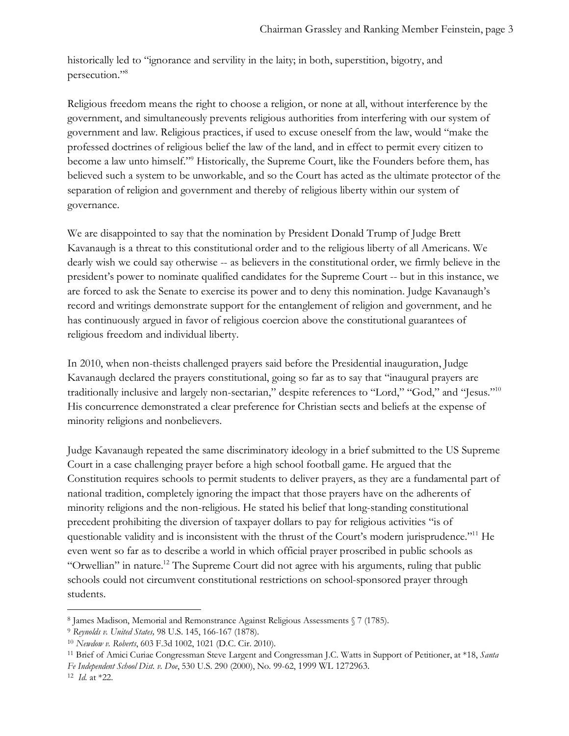historically led to "ignorance and servility in the laity; in both, superstition, bigotry, and persecution."[8]

Religious freedom means the right to choose a religion, or none at all, without interference by the government, and simultaneously prevents religious authorities from interfering with our system of government and law. Religious practices, if used to excuse oneself from the law, would "make the professed doctrines of religious belief the law of the land, and in effect to permit every citizen to become a law unto himself."[9] Historically, the Supreme Court, like the Founders before them, has believed such a system to be unworkable, and so the Court has acted as the ultimate protector of the separation of religion and government and thereby of religious liberty within our system of governance.

We are disappointed to say that the nomination by President Donald Trump of Judge Brett Kavanaugh is a threat to this constitutional order and to the religious liberty of all Americans. We dearly wish we could say otherwise -- as believers in the constitutional order, we firmly believe in the president's power to nominate qualified candidates for the Supreme Court -- but in this instance, we are forced to ask the Senate to exercise its power and to deny this nomination. Judge Kavanaugh's record and writings demonstrate support for the entanglement of religion and government, and he has continuously argued in favor of religious coercion above the constitutional guarantees of religious freedom and individual liberty.

In 2010, when non-theists challenged prayers said before the Presidential inauguration, Judge Kavanaugh declared the prayers constitutional, going so far as to say that "inaugural prayers are traditionally inclusive and largely non-sectarian," despite references to "Lord," "God," and "Jesus."[10] His concurrence demonstrated a clear preference for Christian sects and beliefs at the expense of minority religions and nonbelievers.

Judge Kavanaugh repeated the same discriminatory ideology in a brief submitted to the US Supreme Court in a case challenging prayer before a high school football game. He argued that the Constitution requires schools to permit students to deliver prayers, as they are a fundamental part of national tradition, completely ignoring the impact that those prayers have on the adherents of minority religions and the non-religious. He stated his belief that long-standing constitutional precedent prohibiting the diversion of taxpayer dollars to pay for religious activities "is of questionable validity and is inconsistent with the thrust of the Court's modern jurisprudence."[11] He even went so far as to describe a world in which official prayer proscribed in public schools as "Orwellian" in nature.[12] The Supreme Court did not agree with his arguments, ruling that public schools could not circumvent constitutional restrictions on school-sponsored prayer through students.

---

[8] James Madison, Memorial and Remonstrance Against Religious Assessments § 7 (1785).

[9] *Reynolds v. United States,* 98 U.S. 145, 166-167 (1878).

[10] *Newdow v. Roberts*, 603 F.3d 1002, 1021 (D.C. Cir. 2010).

[11] Brief of Amici Curiae Congressman Steve Largent and Congressman J.C. Watts in Support of Petitioner, at *18, *Santa Fe Independent School Dist. v. Doe*, 530 U.S. 290 (2000), No. 99-62, 1999 WL 1272963.

[12] *Id.* at *22.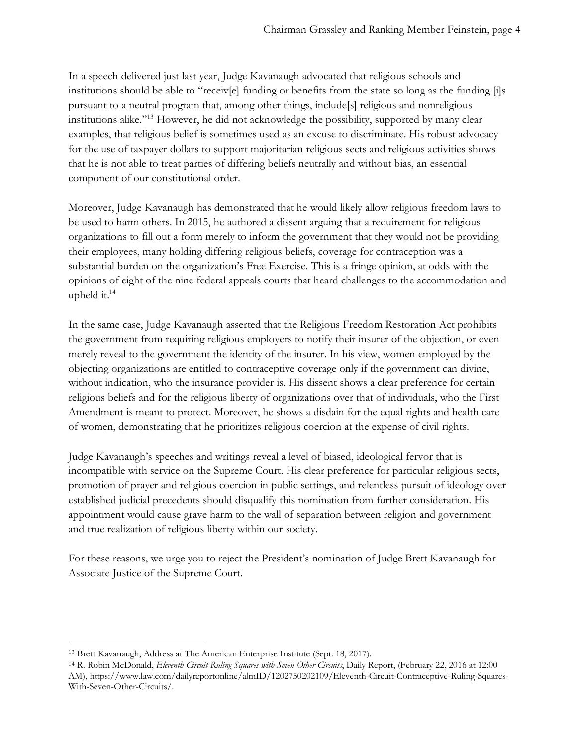In a speech delivered just last year, Judge Kavanaugh advocated that religious schools and institutions should be able to "receiv[e] funding or benefits from the state so long as the funding [i]s pursuant to a neutral program that, among other things, include[s] religious and nonreligious institutions alike."[13] However, he did not acknowledge the possibility, supported by many clear examples, that religious belief is sometimes used as an excuse to discriminate. His robust advocacy for the use of taxpayer dollars to support majoritarian religious sects and religious activities shows that he is not able to treat parties of differing beliefs neutrally and without bias, an essential component of our constitutional order.

Moreover, Judge Kavanaugh has demonstrated that he would likely allow religious freedom laws to be used to harm others. In 2015, he authored a dissent arguing that a requirement for religious organizations to fill out a form merely to inform the government that they would not be providing their employees, many holding differing religious beliefs, coverage for contraception was a substantial burden on the organization's Free Exercise. This is a fringe opinion, at odds with the opinions of eight of the nine federal appeals courts that heard challenges to the accommodation and upheld it.[14]

In the same case, Judge Kavanaugh asserted that the Religious Freedom Restoration Act prohibits the government from requiring religious employers to notify their insurer of the objection, or even merely reveal to the government the identity of the insurer. In his view, women employed by the objecting organizations are entitled to contraceptive coverage only if the government can divine, without indication, who the insurance provider is. His dissent shows a clear preference for certain religious beliefs and for the religious liberty of organizations over that of individuals, who the First Amendment is meant to protect. Moreover, he shows a disdain for the equal rights and health care of women, demonstrating that he prioritizes religious coercion at the expense of civil rights.

Judge Kavanaugh's speeches and writings reveal a level of biased, ideological fervor that is incompatible with service on the Supreme Court. His clear preference for particular religious sects, promotion of prayer and religious coercion in public settings, and relentless pursuit of ideology over established judicial precedents should disqualify this nomination from further consideration. His appointment would cause grave harm to the wall of separation between religion and government and true realization of religious liberty within our society.

For these reasons, we urge you to reject the President's nomination of Judge Brett Kavanaugh for Associate Justice of the Supreme Court.

---

[13] Brett Kavanaugh, Address at The American Enterprise Institute (Sept. 18, 2017).

[14] R. Robin McDonald, *Eleventh Circuit Ruling Squares with Seven Other Circuits*, Daily Report, (February 22, 2016 at 12:00 AM), https://www.law.com/dailyreportonline/almID/1202750202109/Eleventh-Circuit-Contraceptive-Ruling-Squares-With-Seven-Other-Circuits/.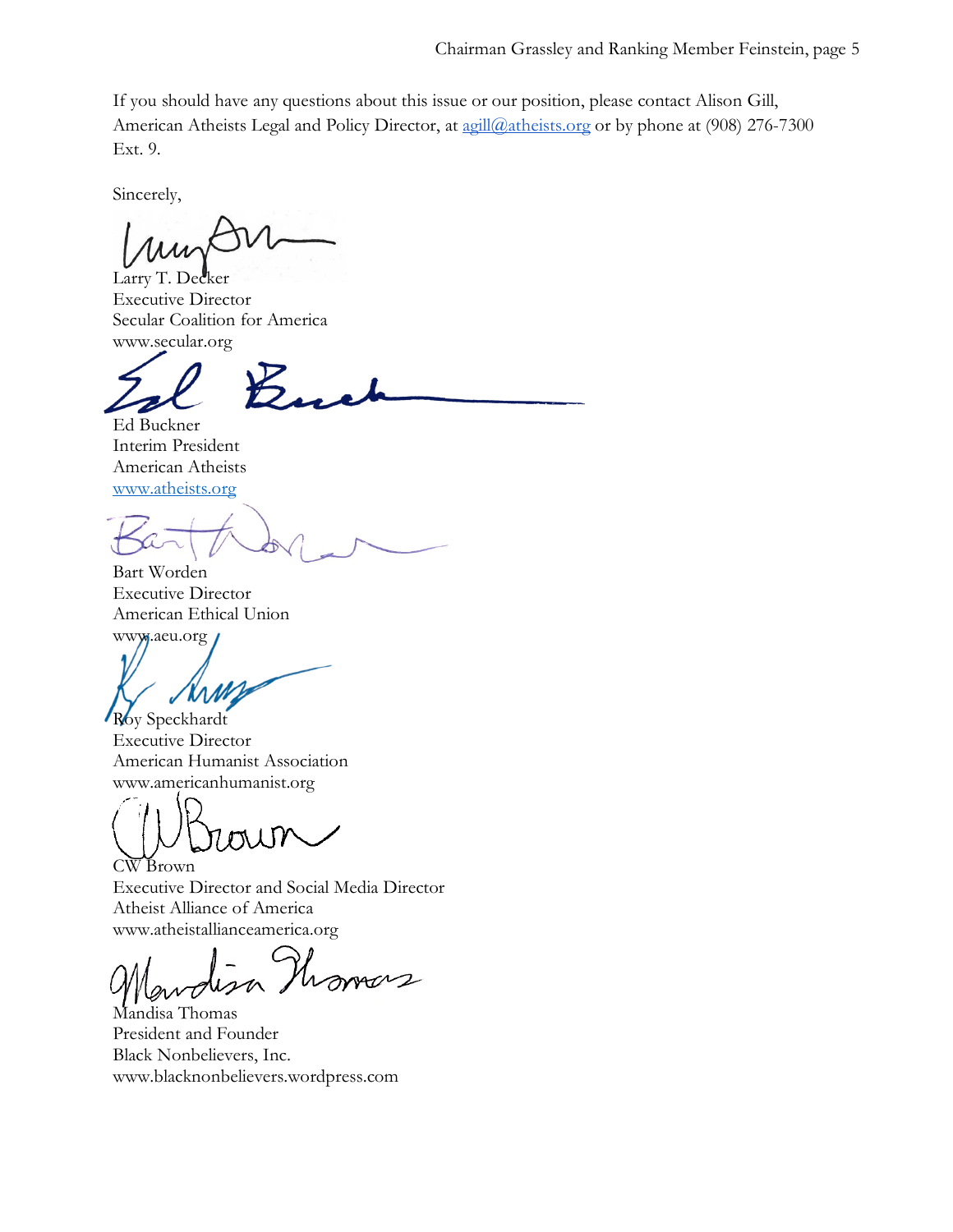If you should have any questions about this issue or our position, please contact Alison Gill, American Atheists Legal and Policy Director, at agill@atheists.org or by phone at (908) 276-7300 Ext. 9.

Sincerely,

Larry T. Decker  
Executive Director  
Secular Coalition for America  
www.secular.org

Ed Buckner  
Interim President  
American Atheists  
www.atheists.org

Bart Worden  
Executive Director  
American Ethical Union  
www.aeu.org

Roy Speckhardt  
Executive Director  
American Humanist Association  
www.americanhumanist.org

CW Brown  
Executive Director and Social Media Director  
Atheist Alliance of America  
www.atheistallianceamerica.org

Mandisa Thomas  
President and Founder  
Black Nonbelievers, Inc.  
www.blacknonbelievers.wordpress.com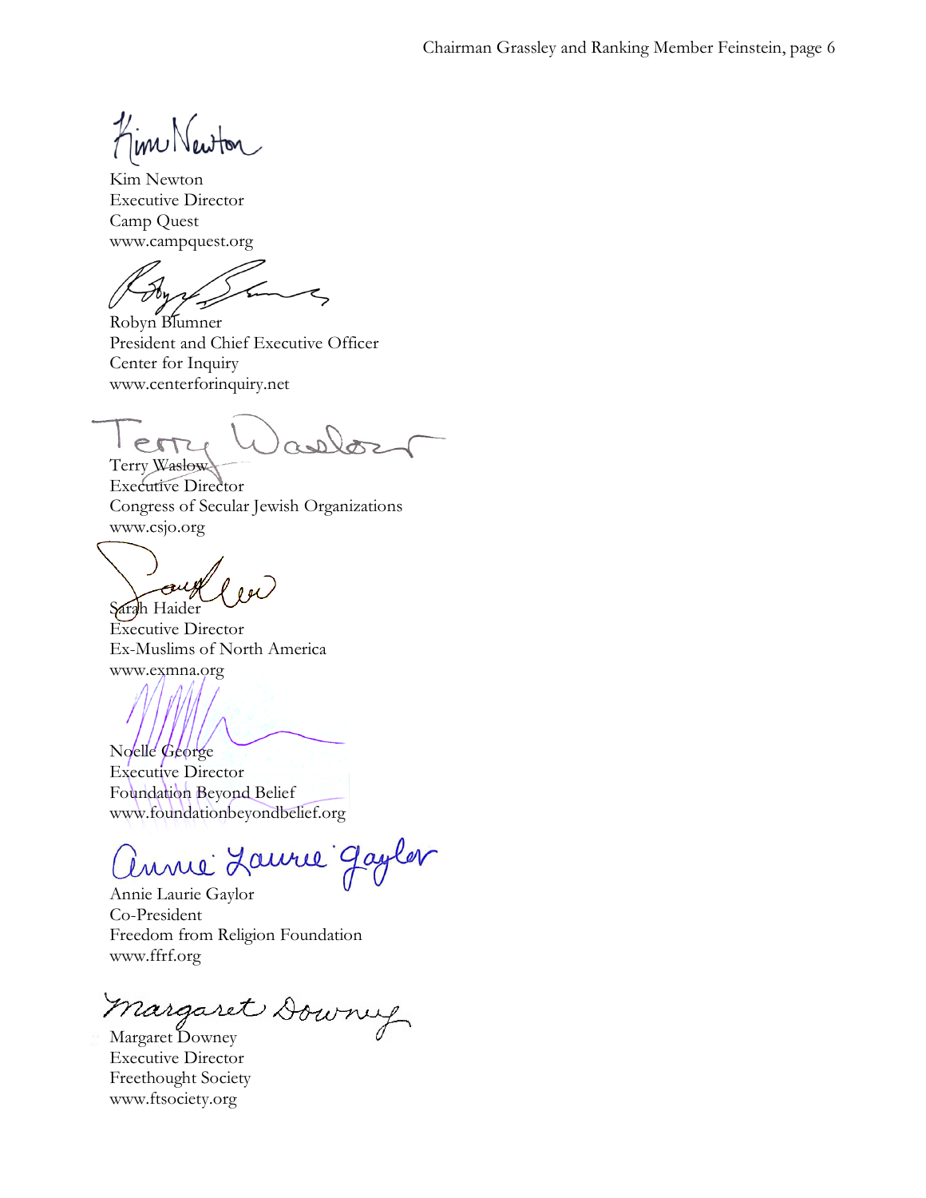Kim Newton
Executive Director
Camp Quest
www.campquest.org

Robyn Blumner
President and Chief Executive Officer
Center for Inquiry
www.centerforinquiry.net

Terry Waslow
Executive Director
Congress of Secular Jewish Organizations
www.csjo.org

Sarah Haider
Executive Director
Ex-Muslims of North America
www.exmna.org

Noelle George
Executive Director
Foundation Beyond Belief
www.foundationbeyondbelief.org

Annie Laurie Gaylor
Co-President
Freedom from Religion Foundation
www.ffrf.org

Margaret Downey
Executive Director
Freethought Society
www.ftsociety.org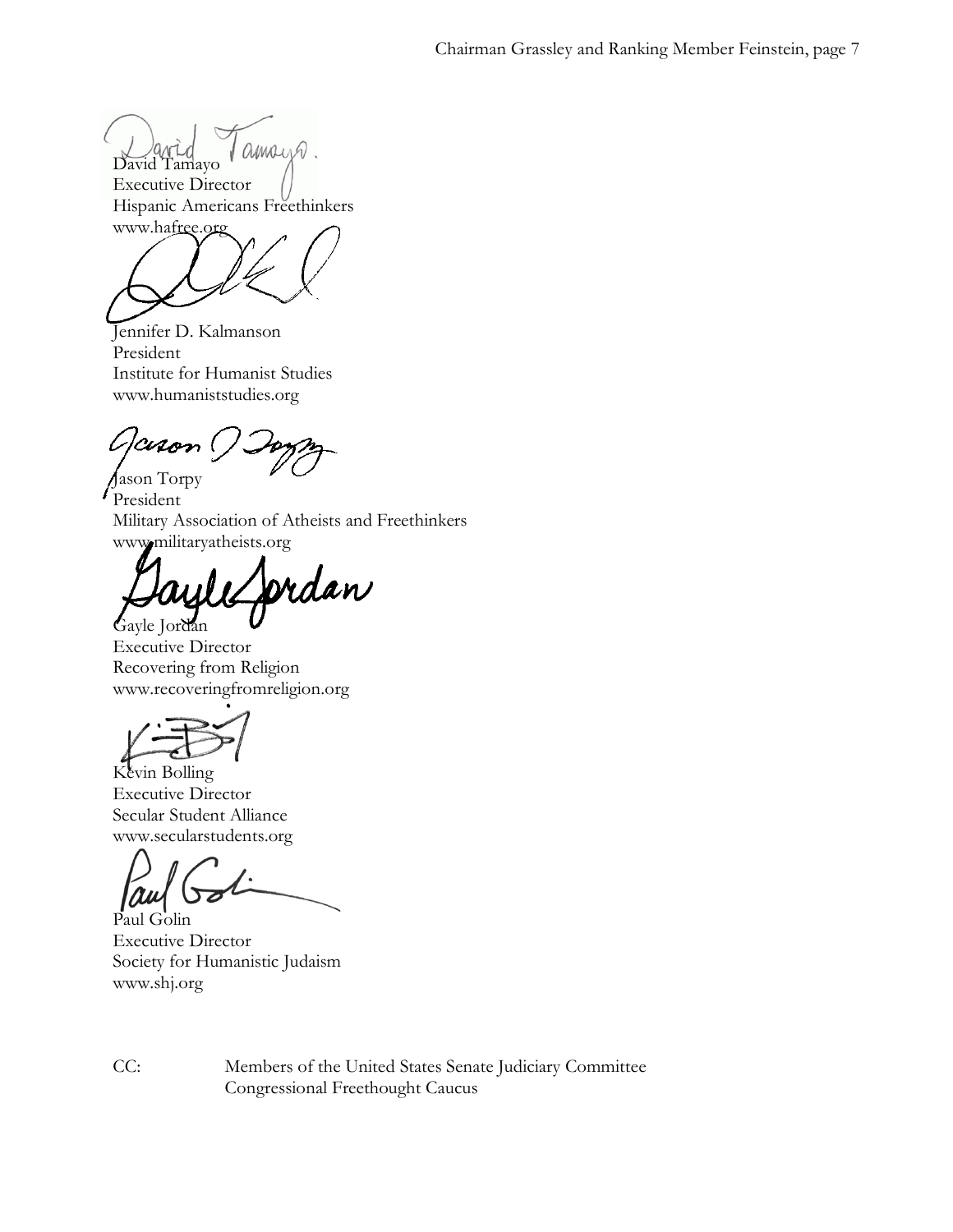David Tamayo
Executive Director
Hispanic Americans Freethinkers
www.hafree.org

Jennifer D. Kalmanson
President
Institute for Humanist Studies
www.humaniststudies.org

Jason Torpy
President
Military Association of Atheists and Freethinkers
www.militaryatheists.org

Gayle Jordan
Executive Director
Recovering from Religion
www.recoveringfromreligion.org

Kevin Bolling
Executive Director
Secular Student Alliance
www.secularstudents.org

Paul Golin
Executive Director
Society for Humanistic Judaism
www.shj.org

CC: Members of the United States Senate Judiciary Committee
Congressional Freethought Caucus